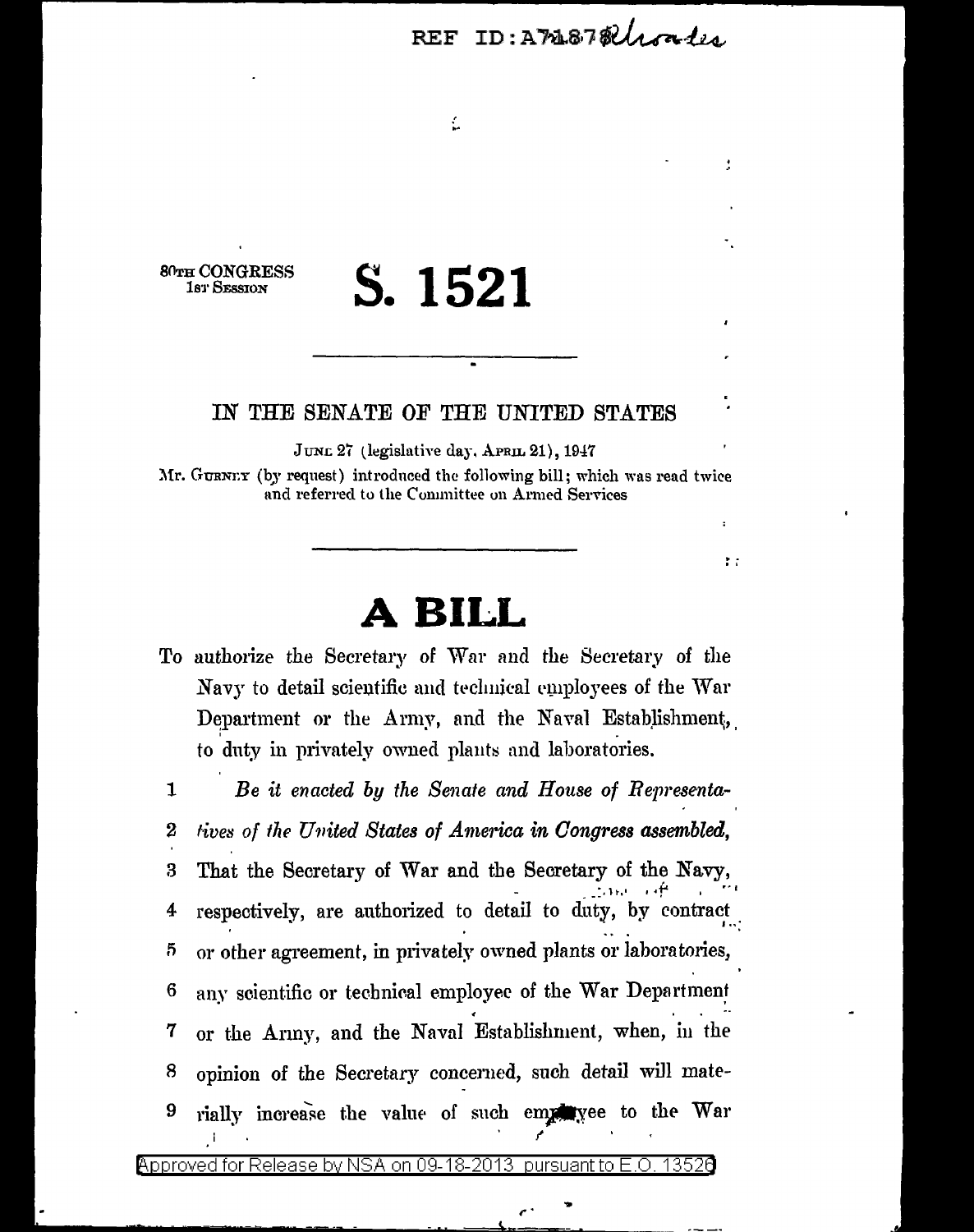REF ID:A71878 Rhoades

80TH CONGRESS
1ST SESSION

# S. 1521

IN THE SENATE OF THE UNITED STATES

JUNE 27 (legislative day, APRIL 21), 1947

Mr. GURNEY (by request) introduced the following bill; which was read twice and referred to the Committee on Armed Services

# A BILL

To authorize the Secretary of War and the Secretary of the Navy to detail scientific and technical employees of the War Department or the Army, and the Naval Establishment, to duty in privately owned plants and laboratories.

1 *Be it enacted by the Senate and House of Representa-*
2 *tives of the United States of America in Congress assembled,*
3 That the Secretary of War and the Secretary of the Navy,
4 respectively, are authorized to detail to duty, by contract
5 or other agreement, in privately owned plants or laboratories,
6 any scientific or technical employee of the War Department
7 or the Army, and the Naval Establishment, when, in the
8 opinion of the Secretary concerned, such detail will mate-
9 rially increase the value of such employee to the War

Approved for Release by NSA on 09-18-2013 pursuant to E.O. 13526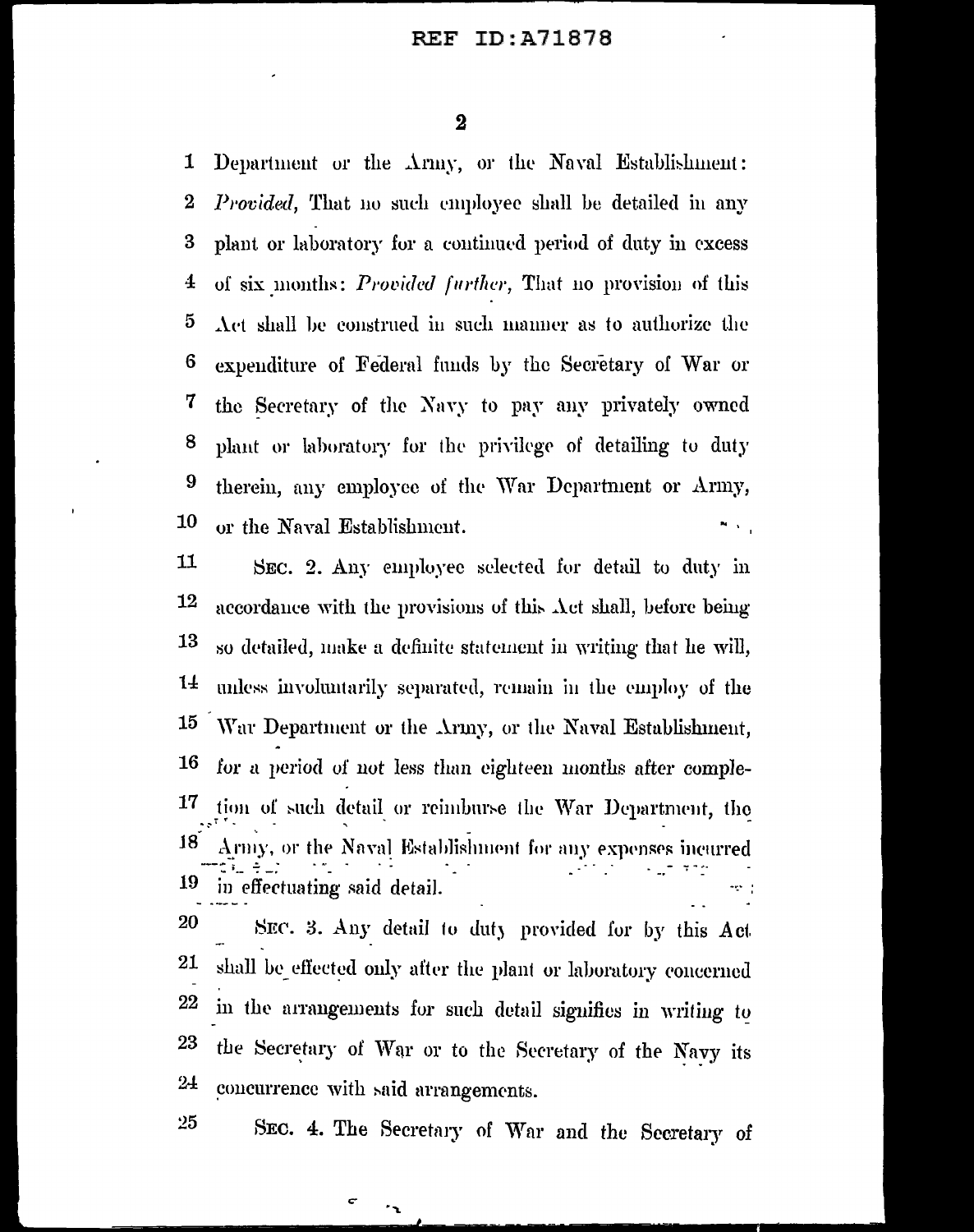Department or the Army, or the Naval Establishment: *Provided*, That no such employee shall be detailed in any plant or laboratory for a continued period of duty in excess of six months: *Provided further*, That no provision of this Act shall be construed in such manner as to authorize the expenditure of Federal funds by the Secretary of War or the Secretary of the Navy to pay any privately owned plant or laboratory for the privilege of detailing to duty therein, any employee of the War Department or Army, or the Naval Establishment.

SEC. 2. Any employee selected for detail to duty in accordance with the provisions of this Act shall, before being so detailed, make a definite statement in writing that he will, unless involuntarily separated, remain in the employ of the War Department or the Army, or the Naval Establishment, for a period of not less than eighteen months after completion of such detail or reimburse the War Department, the Army, or the Naval Establishment for any expenses incurred in effectuating said detail.

SEC. 3. Any detail to duty provided for by this Act shall be effected only after the plant or laboratory concerned in the arrangements for such detail signifies in writing to the Secretary of War or to the Secretary of the Navy its concurrence with said arrangements.

SEC. 4. The Secretary of War and the Secretary of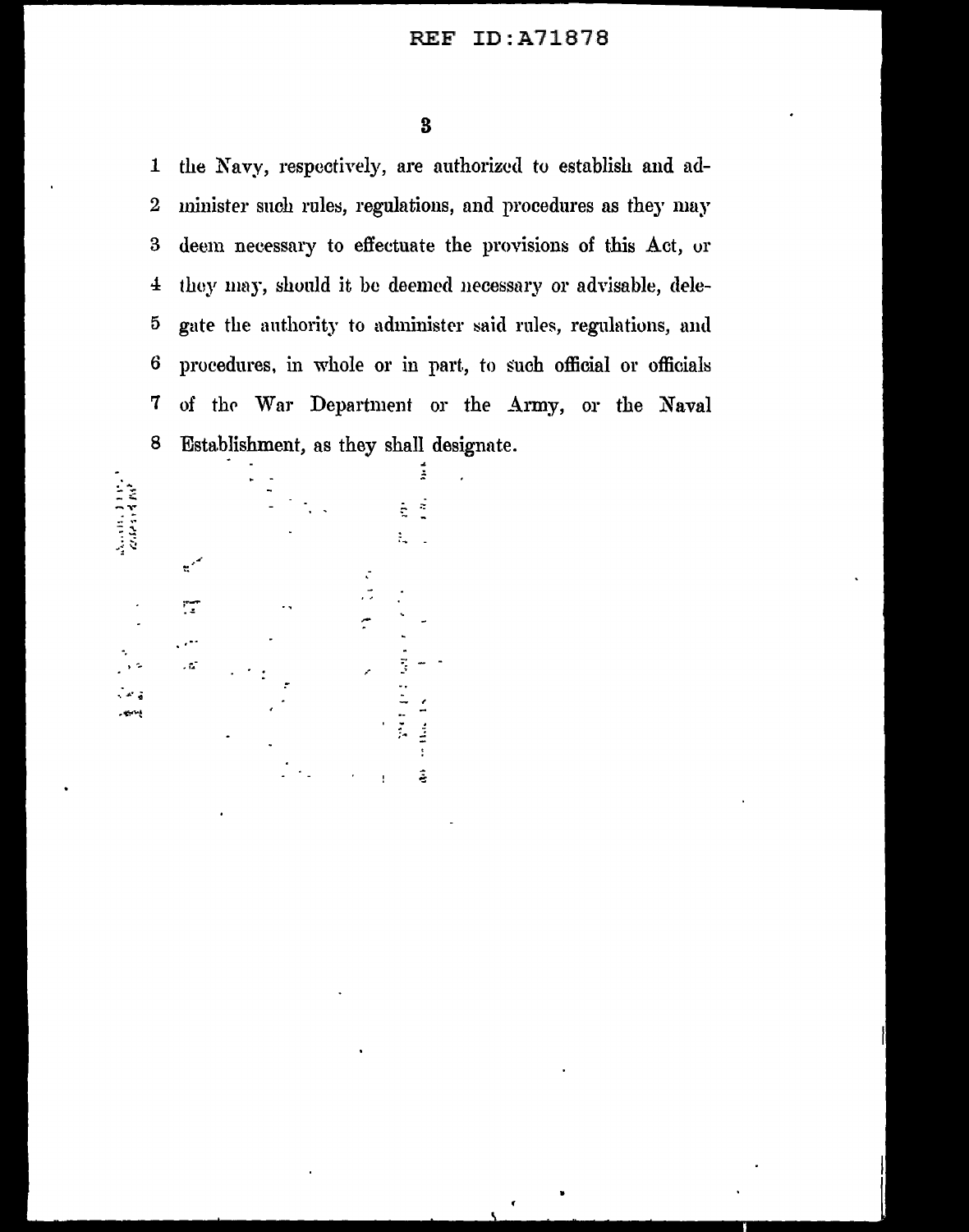1 the Navy, respectively, are authorized to establish and ad-
2 minister such rules, regulations, and procedures as they may
3 deem necessary to effectuate the provisions of this Act, or
4 they may, should it be deemed necessary or advisable, dele-
5 gate the authority to administer said rules, regulations, and
6 procedures, in whole or in part, to such official or officials
7 of the War Department or the Army, or the Naval
8 Establishment, as they shall designate.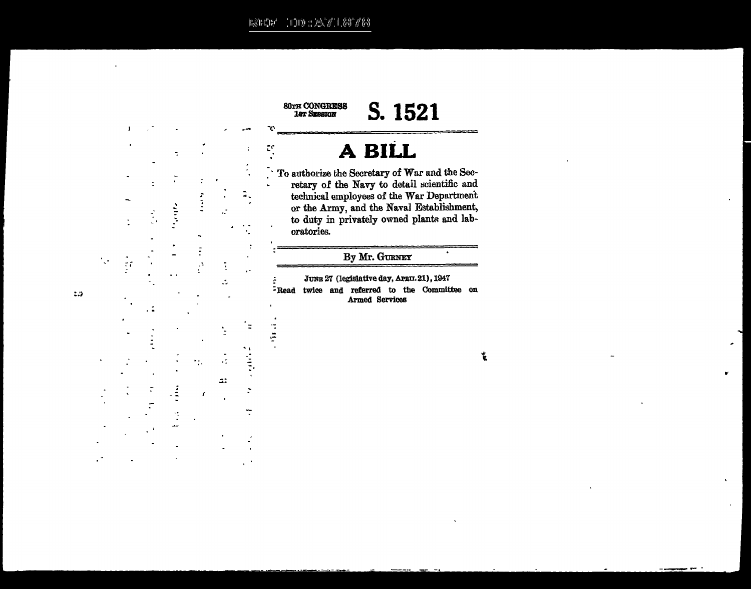80TH CONGRESS
1ST SESSION

# S. 1521

# A BILL

To authorize the Secretary of War and the Secretary of the Navy to detail scientific and technical employees of the War Department or the Army, and the Naval Establishment, to duty in privately owned plants and laboratories.

By Mr. GURNEY

JUNE 27 (legislative day, APRIL 21), 1947

Read twice and referred to the Committee on Armed Services